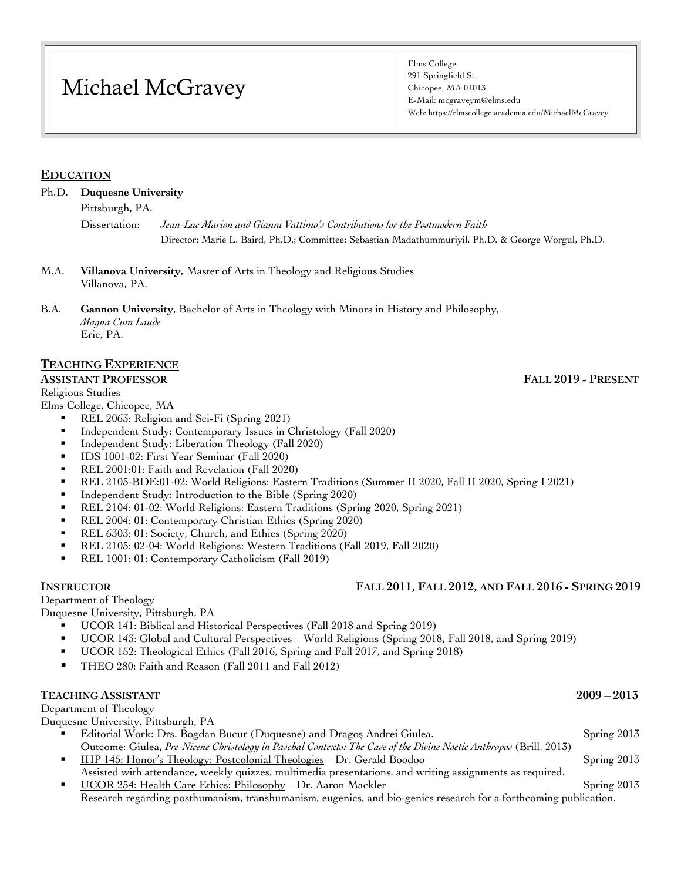# Michael McGravey

Elms College
291 Springfield St.
Chicopee, MA 01013
E-Mail: mcgraveym@elms.edu
Web: https://elmscollege.academia.edu/MichaelMcGravey

## EDUCATION

Ph.D. **Duquesne University**
Pittsburgh, PA.
Dissertation: *Jean-Luc Marion and Gianni Vattimo's Contributions for the Postmodern Faith*
Director: Marie L. Baird, Ph.D.; Committee: Sebastian Madathummuriyil, Ph.D. & George Worgul, Ph.D.

M.A. **Villanova University**, Master of Arts in Theology and Religious Studies
Villanova, PA.

B.A. **Gannon University**, Bachelor of Arts in Theology with Minors in History and Philosophy,
*Magna Cum Laude*
Erie, PA.

## TEACHING EXPERIENCE

**ASSISTANT PROFESSOR** — **FALL 2019 - PRESENT**

Religious Studies
Elms College, Chicopee, MA

- REL 2063: Religion and Sci-Fi (Spring 2021)
- Independent Study: Contemporary Issues in Christology (Fall 2020)
- Independent Study: Liberation Theology (Fall 2020)
- IDS 1001-02: First Year Seminar (Fall 2020)
- REL 2001:01: Faith and Revelation (Fall 2020)
- REL 2105-BDE:01-02: World Religions: Eastern Traditions (Summer II 2020, Fall II 2020, Spring I 2021)
- Independent Study: Introduction to the Bible (Spring 2020)
- REL 2104: 01-02: World Religions: Eastern Traditions (Spring 2020, Spring 2021)
- REL 2004: 01: Contemporary Christian Ethics (Spring 2020)
- REL 6303: 01: Society, Church, and Ethics (Spring 2020)
- REL 2105: 02-04: World Religions: Western Traditions (Fall 2019, Fall 2020)
- REL 1001: 01: Contemporary Catholicism (Fall 2019)

**INSTRUCTOR** — **FALL 2011, FALL 2012, AND FALL 2016 - SPRING 2019**

Department of Theology
Duquesne University, Pittsburgh, PA

- UCOR 141: Biblical and Historical Perspectives (Fall 2018 and Spring 2019)
- UCOR 143: Global and Cultural Perspectives – World Religions (Spring 2018, Fall 2018, and Spring 2019)
- UCOR 152: Theological Ethics (Fall 2016, Spring and Fall 2017, and Spring 2018)
- THEO 280: Faith and Reason (Fall 2011 and Fall 2012)

**TEACHING ASSISTANT** — **2009 – 2013**

Department of Theology
Duquesne University, Pittsburgh, PA

- Editorial Work: Drs. Bogdan Bucur (Duquesne) and Dragoş Andrei Giulea. — Spring 2013
  Outcome: Giulea, *Pre-Nicene Christology in Paschal Contexts: The Case of the Divine Noetic Anthropos* (Brill, 2013)
- IHP 145: Honor's Theology: Postcolonial Theologies – Dr. Gerald Boodoo — Spring 2013
  Assisted with attendance, weekly quizzes, multimedia presentations, and writing assignments as required.
- UCOR 254: Health Care Ethics: Philosophy – Dr. Aaron Mackler — Spring 2013
  Research regarding posthumanism, transhumanism, eugenics, and bio-genics research for a forthcoming publication.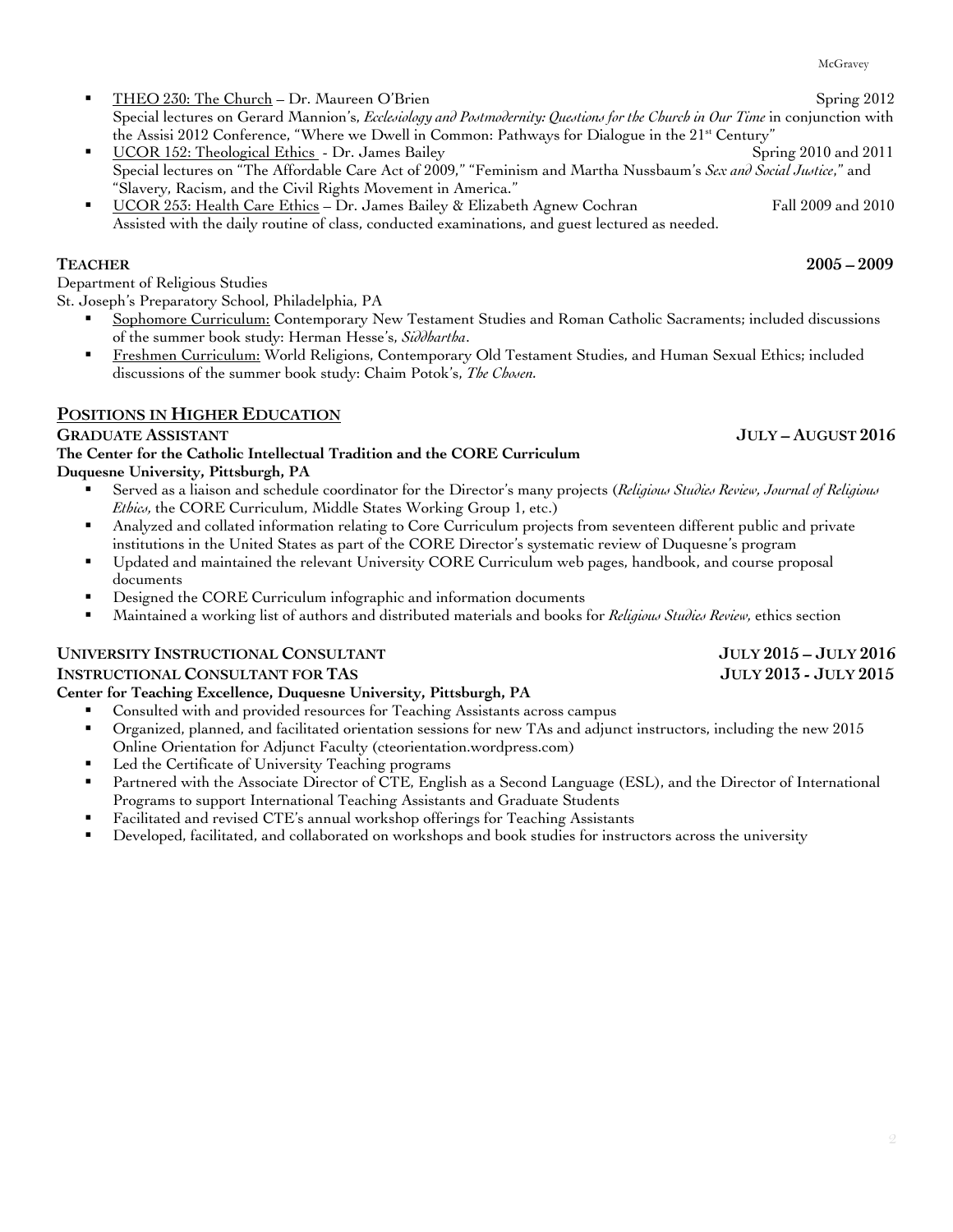- <u>THEO 230: The Church</u> – Dr. Maureen O'Brien — Spring 2012
  Special lectures on Gerard Mannion's, *Ecclesiology and Postmodernity: Questions for the Church in Our Time* in conjunction with the Assisi 2012 Conference, "Where we Dwell in Common: Pathways for Dialogue in the 21st Century"
- <u>UCOR 152: Theological Ethics</u> - Dr. James Bailey — Spring 2010 and 2011
  Special lectures on "The Affordable Care Act of 2009," "Feminism and Martha Nussbaum's *Sex and Social Justice*," and "Slavery, Racism, and the Civil Rights Movement in America."
- <u>UCOR 253: Health Care Ethics</u> – Dr. James Bailey & Elizabeth Agnew Cochran — Fall 2009 and 2010
  Assisted with the daily routine of class, conducted examinations, and guest lectured as needed.

**TEACHER** — **2005 – 2009**

Department of Religious Studies
St. Joseph's Preparatory School, Philadelphia, PA

- <u>Sophomore Curriculum:</u> Contemporary New Testament Studies and Roman Catholic Sacraments; included discussions of the summer book study: Herman Hesse's, *Siddhartha*.
- <u>Freshmen Curriculum:</u> World Religions, Contemporary Old Testament Studies, and Human Sexual Ethics; included discussions of the summer book study: Chaim Potok's, *The Chosen*.

## <u>POSITIONS IN HIGHER EDUCATION</u>

**GRADUATE ASSISTANT** — **JULY – AUGUST 2016**

**The Center for the Catholic Intellectual Tradition and the CORE Curriculum**
**Duquesne University, Pittsburgh, PA**

- Served as a liaison and schedule coordinator for the Director's many projects (*Religious Studies Review, Journal of Religious Ethics*, the CORE Curriculum, Middle States Working Group 1, etc.)
- Analyzed and collated information relating to Core Curriculum projects from seventeen different public and private institutions in the United States as part of the CORE Director's systematic review of Duquesne's program
- Updated and maintained the relevant University CORE Curriculum web pages, handbook, and course proposal documents
- Designed the CORE Curriculum infographic and information documents
- Maintained a working list of authors and distributed materials and books for *Religious Studies Review,* ethics section

**UNIVERSITY INSTRUCTIONAL CONSULTANT** — **JULY 2015 – JULY 2016**
**INSTRUCTIONAL CONSULTANT FOR TAS** — **JULY 2013 - JULY 2015**

**Center for Teaching Excellence, Duquesne University, Pittsburgh, PA**

- Consulted with and provided resources for Teaching Assistants across campus
- Organized, planned, and facilitated orientation sessions for new TAs and adjunct instructors, including the new 2015 Online Orientation for Adjunct Faculty (cteorientation.wordpress.com)
- Led the Certificate of University Teaching programs
- Partnered with the Associate Director of CTE, English as a Second Language (ESL), and the Director of International Programs to support International Teaching Assistants and Graduate Students
- Facilitated and revised CTE's annual workshop offerings for Teaching Assistants
- Developed, facilitated, and collaborated on workshops and book studies for instructors across the university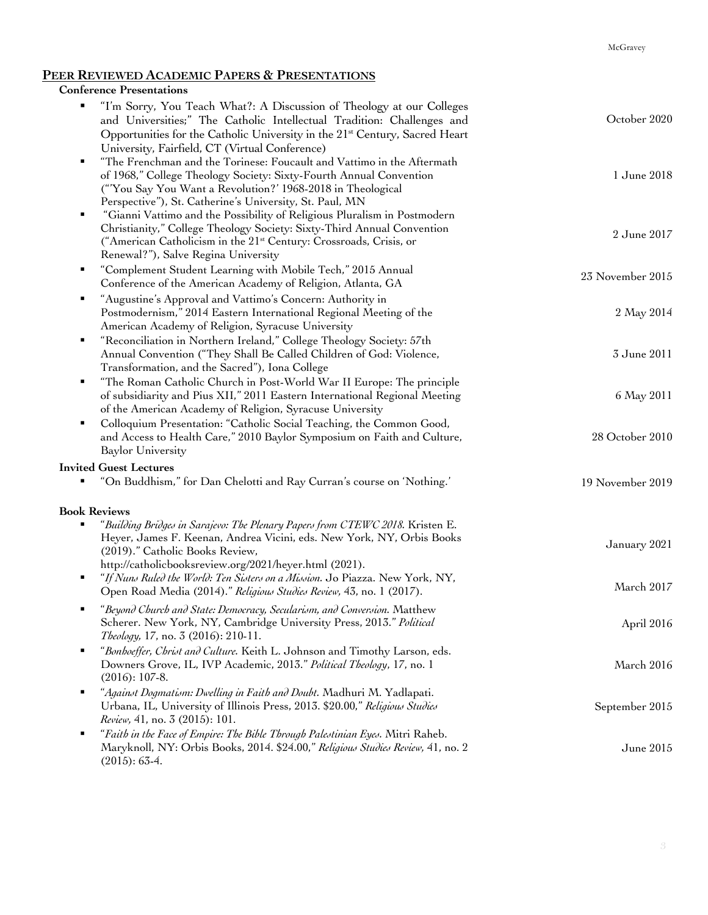## **PEER REVIEWED ACADEMIC PAPERS & PRESENTATIONS**

**Conference Presentations**

- "I'm Sorry, You Teach What?: A Discussion of Theology at our Colleges and Universities;" The Catholic Intellectual Tradition: Challenges and Opportunities for the Catholic University in the 21st Century, Sacred Heart University, Fairfield, CT (Virtual Conference) — October 2020
- "The Frenchman and the Torinese: Foucault and Vattimo in the Aftermath of 1968," College Theology Society: Sixty-Fourth Annual Convention ("'You Say You Want a Revolution?' 1968-2018 in Theological Perspective"), St. Catherine's University, St. Paul, MN — 1 June 2018
- "Gianni Vattimo and the Possibility of Religious Pluralism in Postmodern Christianity," College Theology Society: Sixty-Third Annual Convention ("American Catholicism in the 21st Century: Crossroads, Crisis, or Renewal?"), Salve Regina University — 2 June 2017
- "Complement Student Learning with Mobile Tech," 2015 Annual Conference of the American Academy of Religion, Atlanta, GA — 23 November 2015
- "Augustine's Approval and Vattimo's Concern: Authority in Postmodernism," 2014 Eastern International Regional Meeting of the American Academy of Religion, Syracuse University — 2 May 2014
- "Reconciliation in Northern Ireland," College Theology Society: 57th Annual Convention ("They Shall Be Called Children of God: Violence, Transformation, and the Sacred"), Iona College — 3 June 2011
- "The Roman Catholic Church in Post-World War II Europe: The principle of subsidiarity and Pius XII," 2011 Eastern International Regional Meeting of the American Academy of Religion, Syracuse University — 6 May 2011
- Colloquium Presentation: "Catholic Social Teaching, the Common Good, and Access to Health Care," 2010 Baylor Symposium on Faith and Culture, Baylor University — 28 October 2010

**Invited Guest Lectures**

- "On Buddhism," for Dan Chelotti and Ray Curran's course on 'Nothing.' — 19 November 2019

**Book Reviews**

- "*Building Bridges in Sarajevo: The Plenary Papers from CTEWC 2018.* Kristen E. Heyer, James F. Keenan, Andrea Vicini, eds. New York, NY, Orbis Books (2019)." Catholic Books Review, http://catholicbooksreview.org/2021/heyer.html (2021). — January 2021
- "*If Nuns Ruled the World: Ten Sisters on a Mission.* Jo Piazza. New York, NY, Open Road Media (2014)." *Religious Studies Review,* 43, no. 1 (2017). — March 2017
- "*Beyond Church and State: Democracy, Secularism, and Conversion.* Matthew Scherer. New York, NY, Cambridge University Press, 2013." *Political Theology,* 17, no. 3 (2016): 210-11. — April 2016
- "*Bonhoeffer, Christ and Culture.* Keith L. Johnson and Timothy Larson, eds. Downers Grove, IL, IVP Academic, 2013." *Political Theology*, 17, no. 1 (2016): 107-8. — March 2016
- "*Against Dogmatism: Dwelling in Faith and Doubt*. Madhuri M. Yadlapati. Urbana, IL, University of Illinois Press, 2013. $20.00," *Religious Studies Review,* 41, no. 3 (2015): 101. — September 2015
- "*Faith in the Face of Empire: The Bible Through Palestinian Eyes.* Mitri Raheb. Maryknoll, NY: Orbis Books, 2014. $24.00," *Religious Studies Review,* 41, no. 2 (2015): 63-4. — June 2015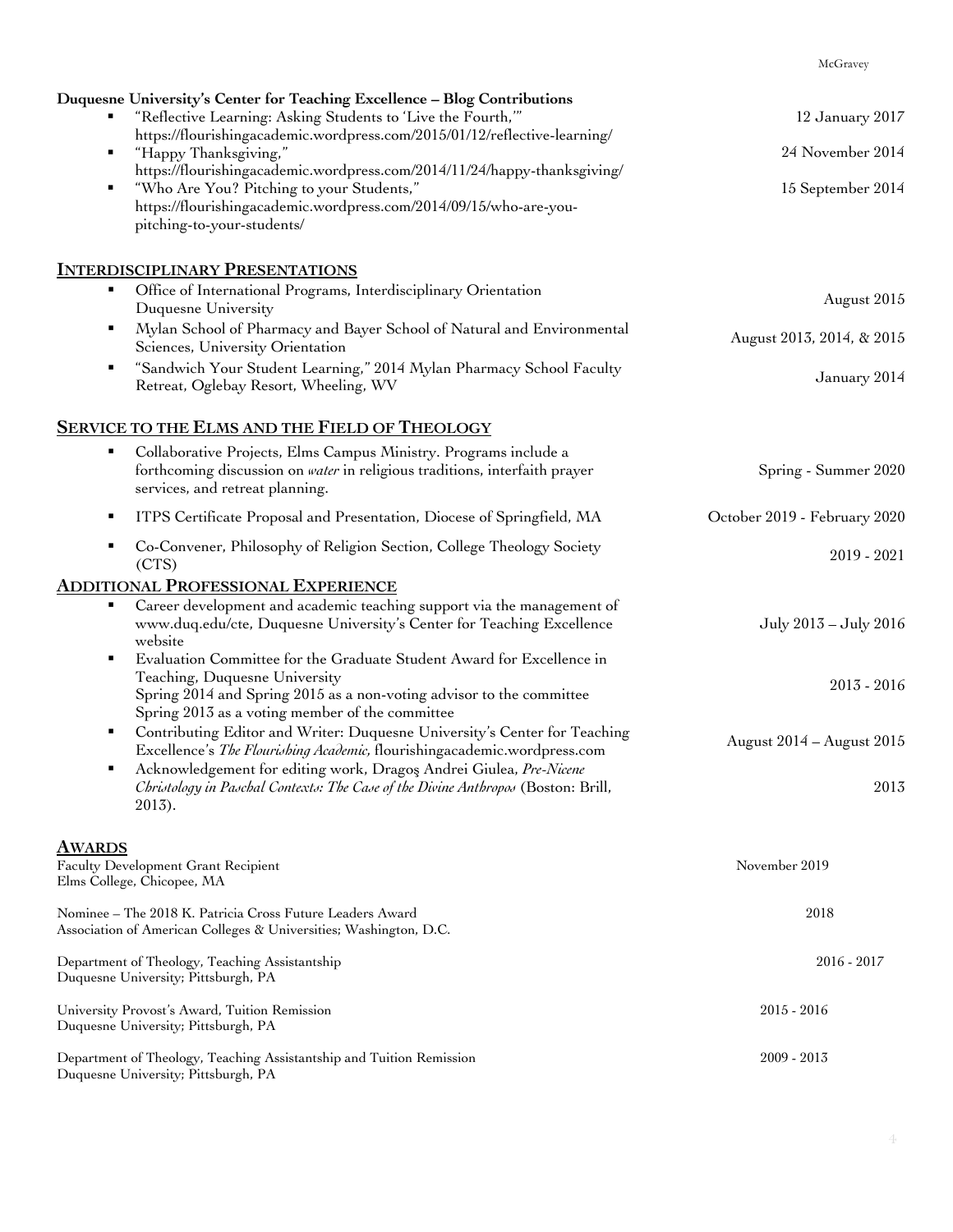**Duquesne University's Center for Teaching Excellence – Blog Contributions**

- "Reflective Learning: Asking Students to 'Live the Fourth,'" https://flourishingacademic.wordpress.com/2015/01/12/reflective-learning/ — 12 January 2017
- "Happy Thanksgiving," https://flourishingacademic.wordpress.com/2014/11/24/happy-thanksgiving/ — 24 November 2014
- "Who Are You? Pitching to your Students," https://flourishingacademic.wordpress.com/2014/09/15/who-are-you-pitching-to-your-students/ — 15 September 2014

## INTERDISCIPLINARY PRESENTATIONS

- Office of International Programs, Interdisciplinary Orientation, Duquesne University — August 2015
- Mylan School of Pharmacy and Bayer School of Natural and Environmental Sciences, University Orientation — August 2013, 2014, & 2015
- "Sandwich Your Student Learning," 2014 Mylan Pharmacy School Faculty Retreat, Oglebay Resort, Wheeling, WV — January 2014

## SERVICE TO THE ELMS AND THE FIELD OF THEOLOGY

- Collaborative Projects, Elms Campus Ministry. Programs include a forthcoming discussion on *water* in religious traditions, interfaith prayer services, and retreat planning. — Spring - Summer 2020
- ITPS Certificate Proposal and Presentation, Diocese of Springfield, MA — October 2019 - February 2020
- Co-Convener, Philosophy of Religion Section, College Theology Society (CTS) — 2019 - 2021

## ADDITIONAL PROFESSIONAL EXPERIENCE

- Career development and academic teaching support via the management of www.duq.edu/cte, Duquesne University's Center for Teaching Excellence website — July 2013 – July 2016
- Evaluation Committee for the Graduate Student Award for Excellence in Teaching, Duquesne University — 2013 - 2016
  Spring 2014 and Spring 2015 as a non-voting advisor to the committee
  Spring 2013 as a voting member of the committee
- Contributing Editor and Writer: Duquesne University's Center for Teaching Excellence's *The Flourishing Academic*, flourishingacademic.wordpress.com — August 2014 – August 2015
- Acknowledgement for editing work, Dragoş Andrei Giulea, *Pre-Nicene Christology in Paschal Contexts: The Case of the Divine Anthropos* (Boston: Brill, 2013). — 2013

## AWARDS

Faculty Development Grant Recipient — November 2019
Elms College, Chicopee, MA

Nominee – The 2018 K. Patricia Cross Future Leaders Award — 2018
Association of American Colleges & Universities; Washington, D.C.

Department of Theology, Teaching Assistantship — 2016 - 2017
Duquesne University; Pittsburgh, PA

University Provost's Award, Tuition Remission — 2015 - 2016
Duquesne University; Pittsburgh, PA

Department of Theology, Teaching Assistantship and Tuition Remission — 2009 - 2013
Duquesne University; Pittsburgh, PA